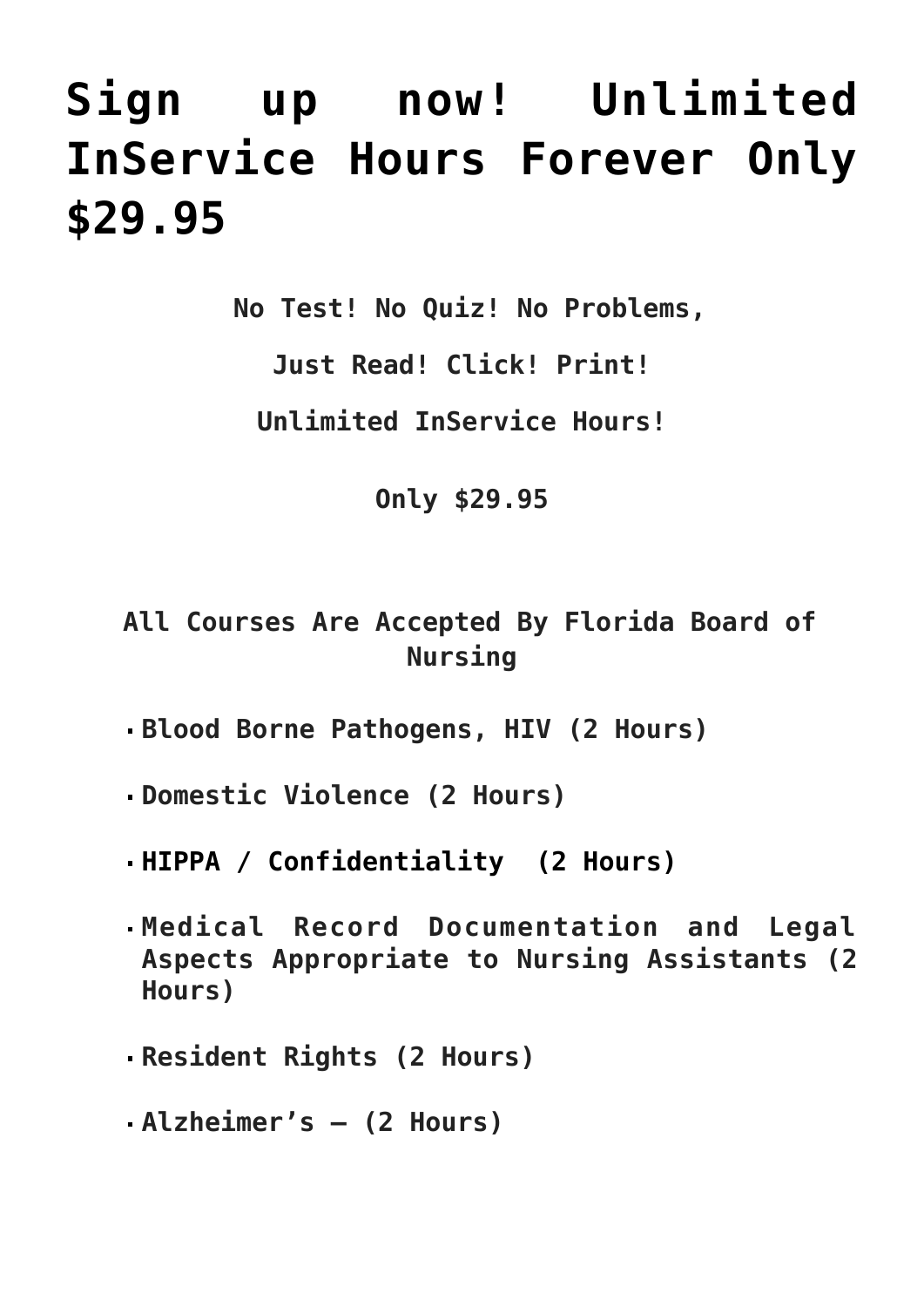# Sign up now! Unlimited InService Hours Forever Only $29.95

**No Test! No Quiz! No Problems,**

**Just Read! Click! Print!**

**Unlimited InService Hours!**

**Only $29.95**

**All Courses Are Accepted By Florida Board of Nursing**

- **Blood Borne Pathogens, HIV (2 Hours)**
- **Domestic Violence (2 Hours)**
- **HIPPA / Confidentiality (2 Hours)**
- **Medical Record Documentation and Legal Aspects Appropriate to Nursing Assistants (2 Hours)**
- **Resident Rights (2 Hours)**
- **Alzheimer's – (2 Hours)**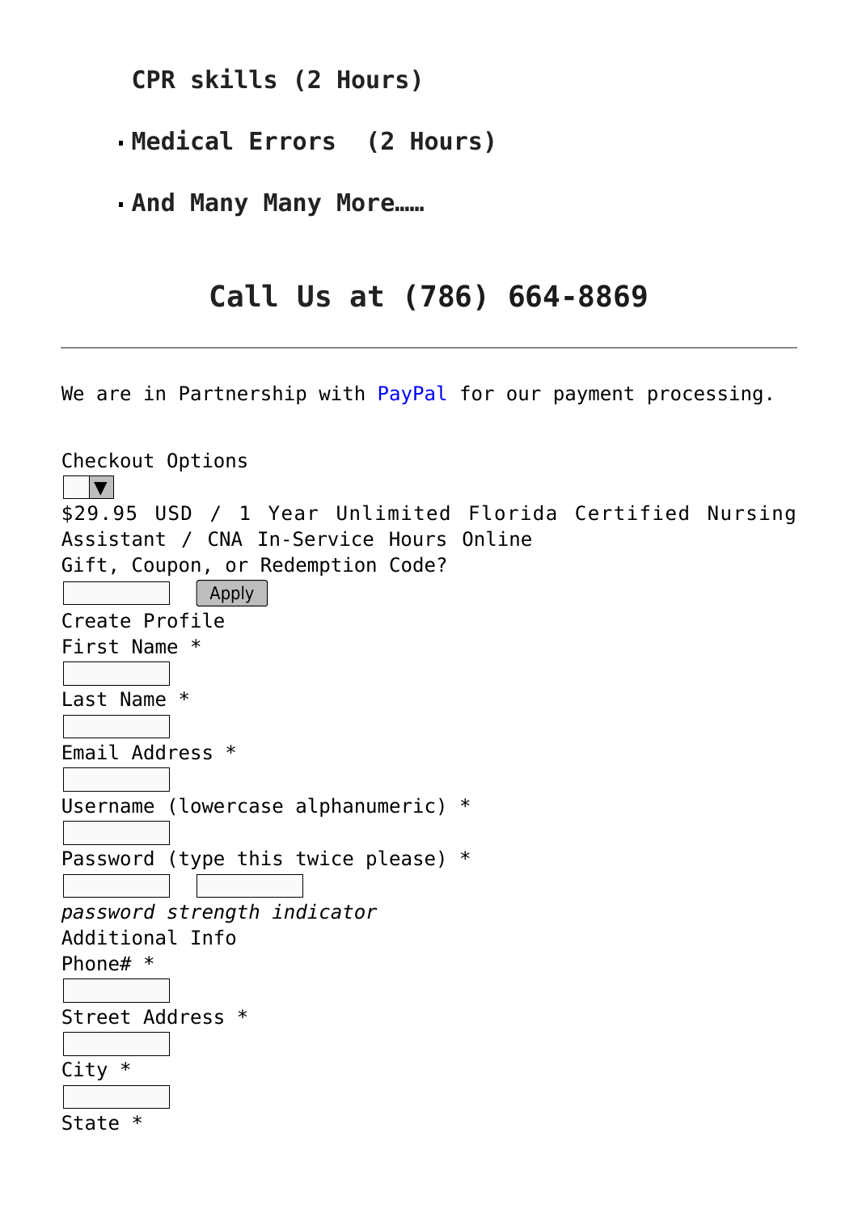**CPR skills (2 Hours)**

- **Medical Errors (2 Hours)**
- **And Many Many More……**

## Call Us at (786) 664-8869

---

We are in Partnership with PayPal for our payment processing.

Checkout Options

$29.95 USD / 1 Year Unlimited Florida Certified Nursing Assistant / CNA In-Service Hours Online

Gift, Coupon, or Redemption Code?

Apply

Create Profile

First Name *

Last Name *

Email Address *

Username (lowercase alphanumeric) *

Password (type this twice please) *

*password strength indicator*

Additional Info

Phone# *

Street Address *

City *

State *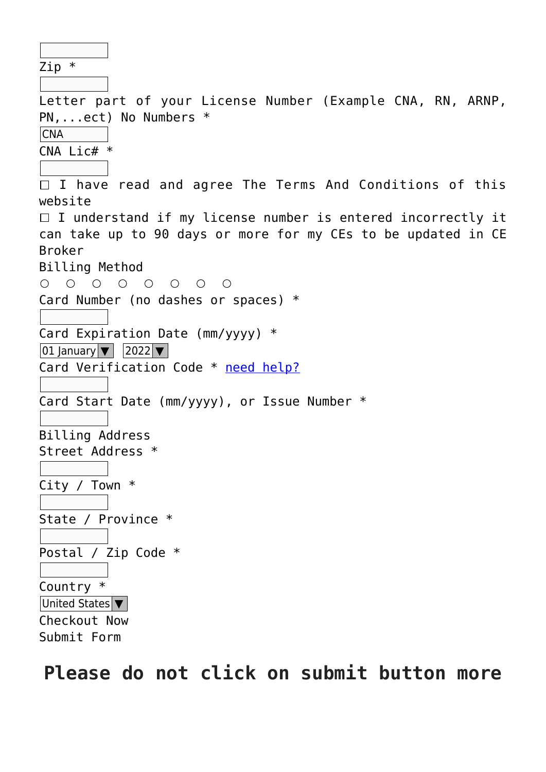Zip *

Letter part of your License Number (Example CNA, RN, ARNP, PN,...ect) No Numbers *

CNA

CNA Lic# *

☐ I have read and agree The Terms And Conditions of this website

☐ I understand if my license number is entered incorrectly it can take up to 90 days or more for my CEs to be updated in CE Broker

Billing Method

○ ○ ○ ○ ○ ○ ○ ○

Card Number (no dashes or spaces) *

Card Expiration Date (mm/yyyy) *

01 January ▼ 2022 ▼

Card Verification Code * need help?

Card Start Date (mm/yyyy), or Issue Number *

Billing Address

Street Address *

City / Town *

State / Province *

Postal / Zip Code *

Country *

United States ▼

Checkout Now

Submit Form

## Please do not click on submit button more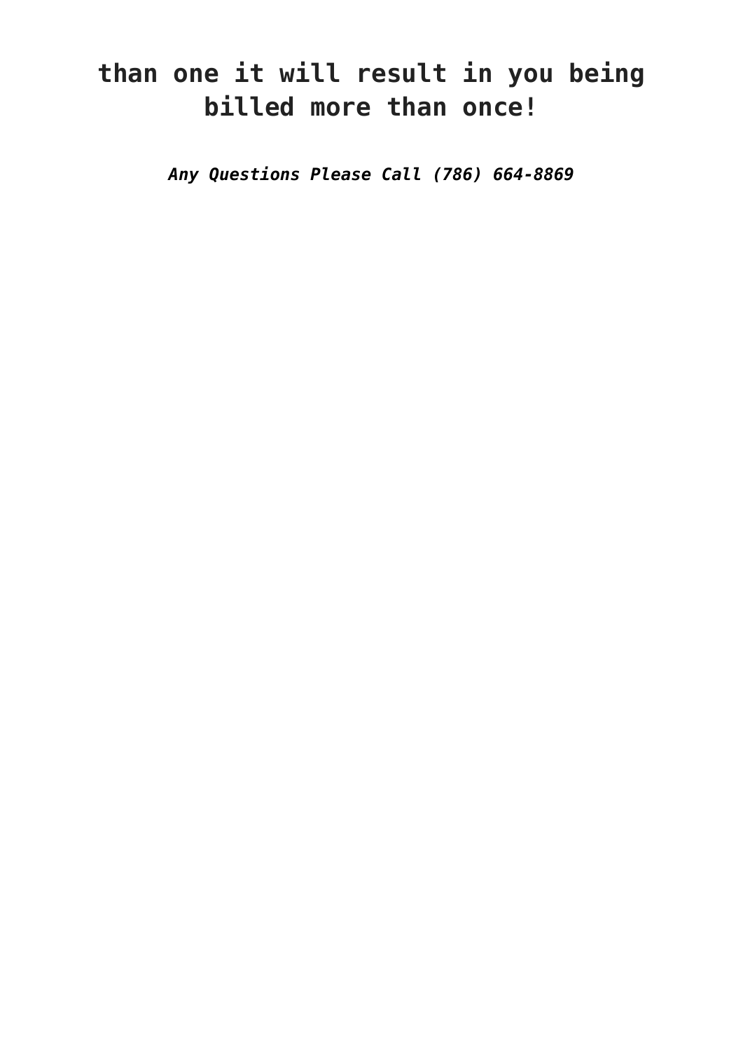**than one it will result in you being billed more than once!**

***Any Questions Please Call (786) 664-8869***